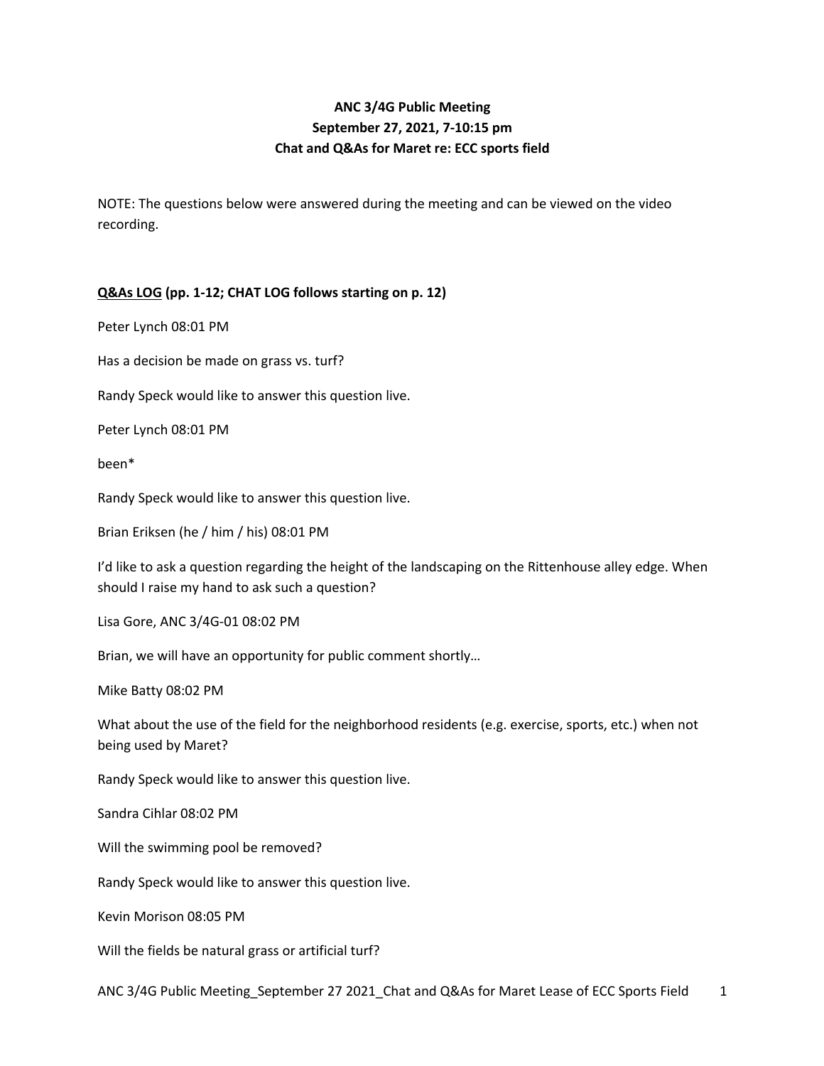**ANC 3/4G Public Meeting**
**September 27, 2021, 7-10:15 pm**
**Chat and Q&As for Maret re: ECC sports field**

NOTE: The questions below were answered during the meeting and can be viewed on the video recording.

**Q&As LOG (pp. 1-12; CHAT LOG follows starting on p. 12)**

Peter Lynch 08:01 PM

Has a decision be made on grass vs. turf?

Randy Speck would like to answer this question live.

Peter Lynch 08:01 PM

been*

Randy Speck would like to answer this question live.

Brian Eriksen (he / him / his) 08:01 PM

I'd like to ask a question regarding the height of the landscaping on the Rittenhouse alley edge. When should I raise my hand to ask such a question?

Lisa Gore, ANC 3/4G-01 08:02 PM

Brian, we will have an opportunity for public comment shortly…

Mike Batty 08:02 PM

What about the use of the field for the neighborhood residents (e.g. exercise, sports, etc.) when not being used by Maret?

Randy Speck would like to answer this question live.

Sandra Cihlar 08:02 PM

Will the swimming pool be removed?

Randy Speck would like to answer this question live.

Kevin Morison 08:05 PM

Will the fields be natural grass or artificial turf?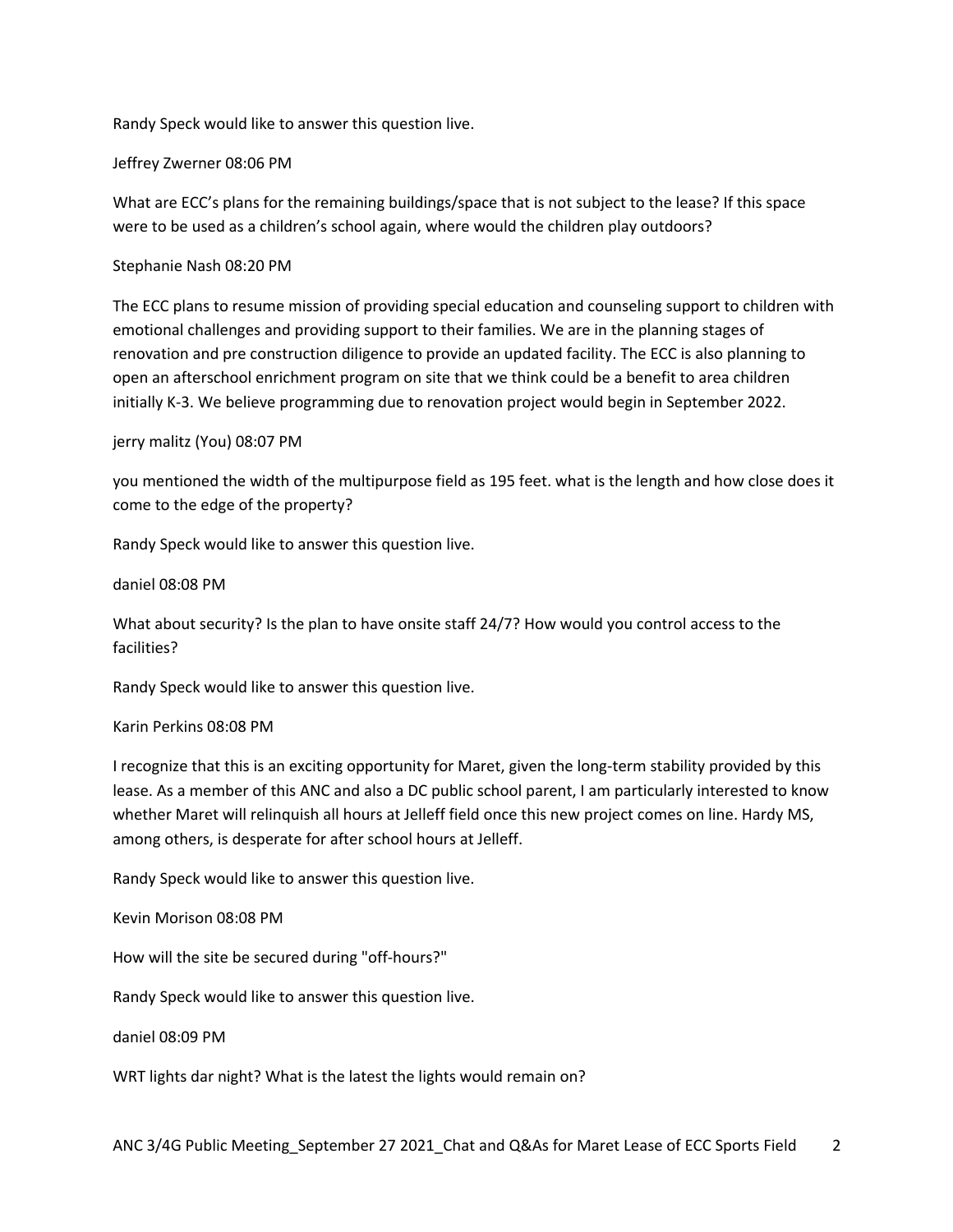Randy Speck would like to answer this question live.

Jeffrey Zwerner 08:06 PM

What are ECC's plans for the remaining buildings/space that is not subject to the lease? If this space were to be used as a children's school again, where would the children play outdoors?

Stephanie Nash 08:20 PM

The ECC plans to resume mission of providing special education and counseling support to children with emotional challenges and providing support to their families. We are in the planning stages of renovation and pre construction diligence to provide an updated facility. The ECC is also planning to open an afterschool enrichment program on site that we think could be a benefit to area children initially K-3. We believe programming due to renovation project would begin in September 2022.

jerry malitz (You) 08:07 PM

you mentioned the width of the multipurpose field as 195 feet. what is the length and how close does it come to the edge of the property?

Randy Speck would like to answer this question live.

daniel 08:08 PM

What about security? Is the plan to have onsite staff 24/7? How would you control access to the facilities?

Randy Speck would like to answer this question live.

Karin Perkins 08:08 PM

I recognize that this is an exciting opportunity for Maret, given the long-term stability provided by this lease. As a member of this ANC and also a DC public school parent, I am particularly interested to know whether Maret will relinquish all hours at Jelleff field once this new project comes on line. Hardy MS, among others, is desperate for after school hours at Jelleff.

Randy Speck would like to answer this question live.

Kevin Morison 08:08 PM

How will the site be secured during "off-hours?"

Randy Speck would like to answer this question live.

daniel 08:09 PM

WRT lights dar night? What is the latest the lights would remain on?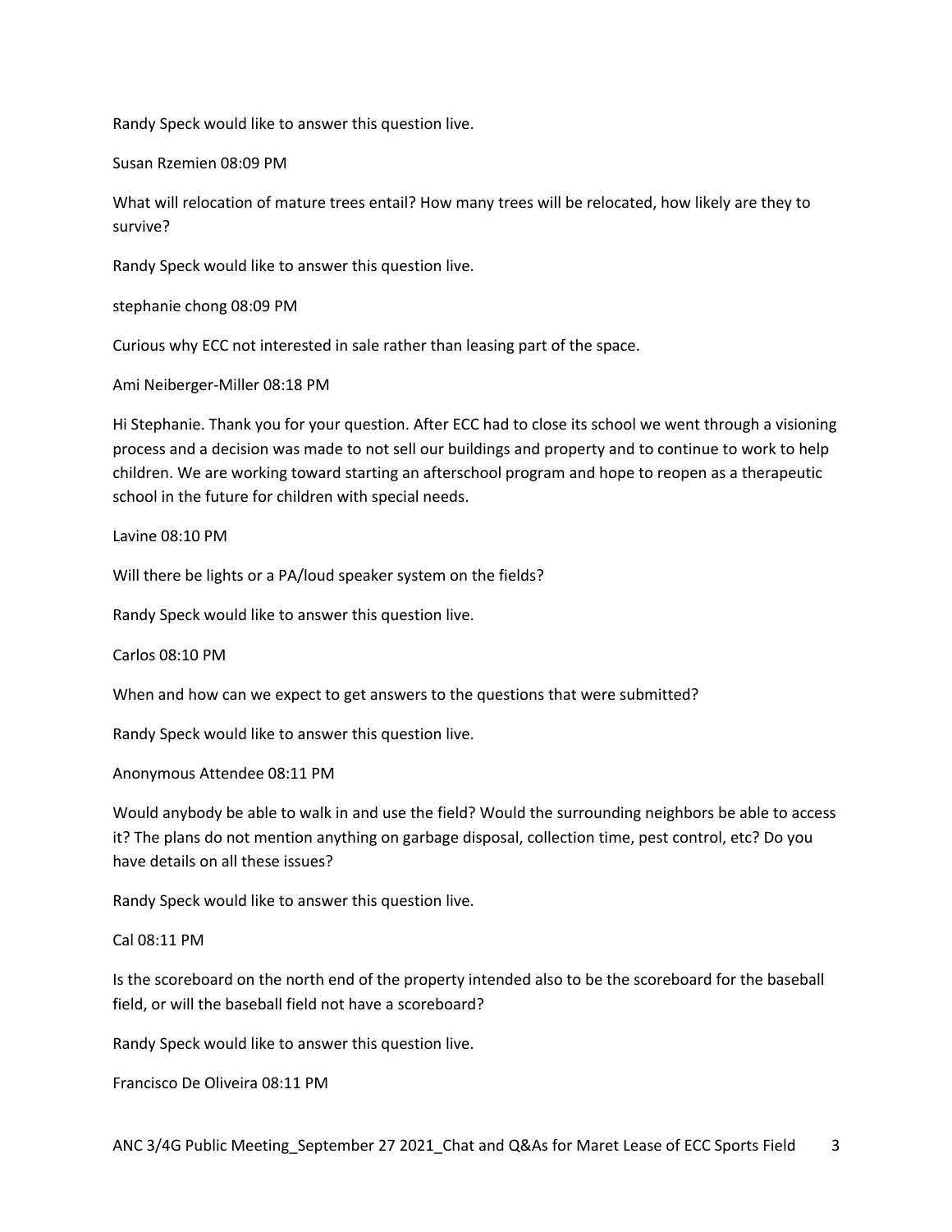Randy Speck would like to answer this question live.

Susan Rzemien 08:09 PM

What will relocation of mature trees entail? How many trees will be relocated, how likely are they to survive?

Randy Speck would like to answer this question live.

stephanie chong 08:09 PM

Curious why ECC not interested in sale rather than leasing part of the space.

Ami Neiberger-Miller 08:18 PM

Hi Stephanie. Thank you for your question. After ECC had to close its school we went through a visioning process and a decision was made to not sell our buildings and property and to continue to work to help children. We are working toward starting an afterschool program and hope to reopen as a therapeutic school in the future for children with special needs.

Lavine 08:10 PM

Will there be lights or a PA/loud speaker system on the fields?

Randy Speck would like to answer this question live.

Carlos 08:10 PM

When and how can we expect to get answers to the questions that were submitted?

Randy Speck would like to answer this question live.

Anonymous Attendee 08:11 PM

Would anybody be able to walk in and use the field? Would the surrounding neighbors be able to access it? The plans do not mention anything on garbage disposal, collection time, pest control, etc? Do you have details on all these issues?

Randy Speck would like to answer this question live.

Cal 08:11 PM

Is the scoreboard on the north end of the property intended also to be the scoreboard for the baseball field, or will the baseball field not have a scoreboard?

Randy Speck would like to answer this question live.

Francisco De Oliveira 08:11 PM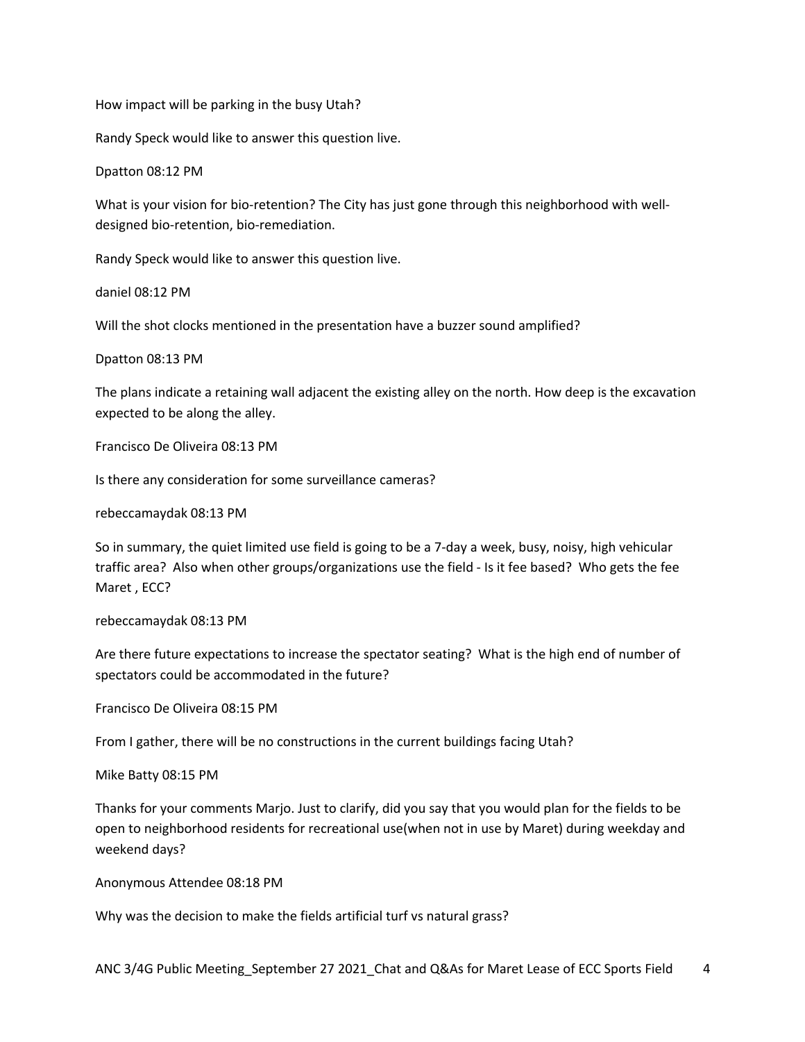How impact will be parking in the busy Utah?

Randy Speck would like to answer this question live.

Dpatton 08:12 PM

What is your vision for bio-retention? The City has just gone through this neighborhood with well-designed bio-retention, bio-remediation.

Randy Speck would like to answer this question live.

daniel 08:12 PM

Will the shot clocks mentioned in the presentation have a buzzer sound amplified?

Dpatton 08:13 PM

The plans indicate a retaining wall adjacent the existing alley on the north. How deep is the excavation expected to be along the alley.

Francisco De Oliveira 08:13 PM

Is there any consideration for some surveillance cameras?

rebeccamaydak 08:13 PM

So in summary, the quiet limited use field is going to be a 7-day a week, busy, noisy, high vehicular traffic area? Also when other groups/organizations use the field - Is it fee based? Who gets the fee Maret , ECC?

rebeccamaydak 08:13 PM

Are there future expectations to increase the spectator seating? What is the high end of number of spectators could be accommodated in the future?

Francisco De Oliveira 08:15 PM

From I gather, there will be no constructions in the current buildings facing Utah?

Mike Batty 08:15 PM

Thanks for your comments Marjo. Just to clarify, did you say that you would plan for the fields to be open to neighborhood residents for recreational use(when not in use by Maret) during weekday and weekend days?

Anonymous Attendee 08:18 PM

Why was the decision to make the fields artificial turf vs natural grass?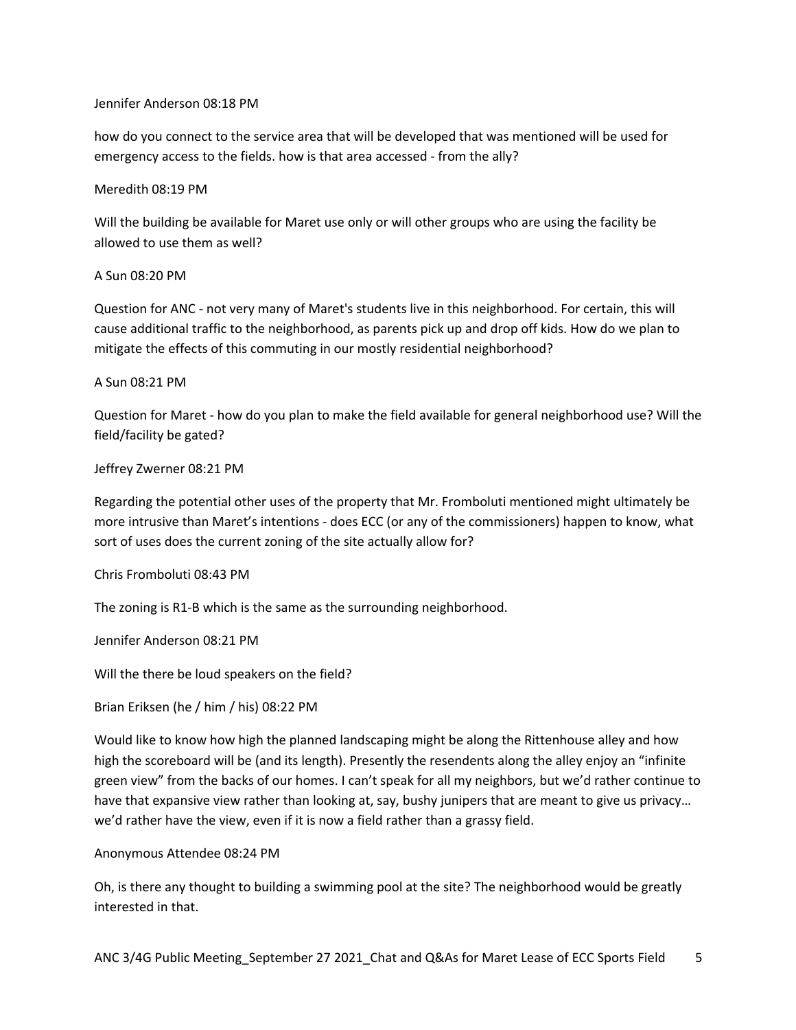Jennifer Anderson 08:18 PM

how do you connect to the service area that will be developed that was mentioned will be used for emergency access to the fields. how is that area accessed - from the ally?

Meredith 08:19 PM

Will the building be available for Maret use only or will other groups who are using the facility be allowed to use them as well?

A Sun 08:20 PM

Question for ANC - not very many of Maret's students live in this neighborhood. For certain, this will cause additional traffic to the neighborhood, as parents pick up and drop off kids. How do we plan to mitigate the effects of this commuting in our mostly residential neighborhood?

A Sun 08:21 PM

Question for Maret - how do you plan to make the field available for general neighborhood use? Will the field/facility be gated?

Jeffrey Zwerner 08:21 PM

Regarding the potential other uses of the property that Mr. Fromboluti mentioned might ultimately be more intrusive than Maret's intentions - does ECC (or any of the commissioners) happen to know, what sort of uses does the current zoning of the site actually allow for?

Chris Fromboluti 08:43 PM

The zoning is R1-B which is the same as the surrounding neighborhood.

Jennifer Anderson 08:21 PM

Will the there be loud speakers on the field?

Brian Eriksen (he / him / his) 08:22 PM

Would like to know how high the planned landscaping might be along the Rittenhouse alley and how high the scoreboard will be (and its length). Presently the resendents along the alley enjoy an "infinite green view" from the backs of our homes. I can't speak for all my neighbors, but we'd rather continue to have that expansive view rather than looking at, say, bushy junipers that are meant to give us privacy… we'd rather have the view, even if it is now a field rather than a grassy field.

Anonymous Attendee 08:24 PM

Oh, is there any thought to building a swimming pool at the site? The neighborhood would be greatly interested in that.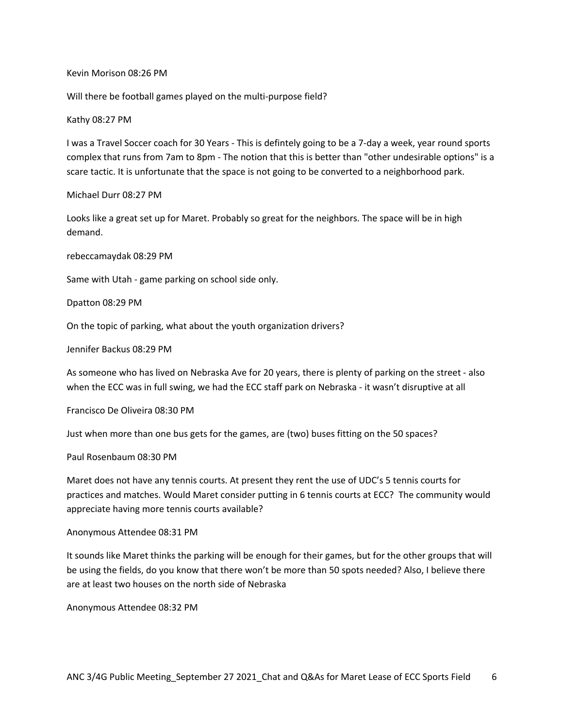Kevin Morison 08:26 PM

Will there be football games played on the multi-purpose field?

Kathy 08:27 PM

I was a Travel Soccer coach for 30 Years - This is defintely going to be a 7-day a week, year round sports complex that runs from 7am to 8pm - The notion that this is better than "other undesirable options" is a scare tactic. It is unfortunate that the space is not going to be converted to a neighborhood park.

Michael Durr 08:27 PM

Looks like a great set up for Maret. Probably so great for the neighbors. The space will be in high demand.

rebeccamaydak 08:29 PM

Same with Utah - game parking on school side only.

Dpatton 08:29 PM

On the topic of parking, what about the youth organization drivers?

Jennifer Backus 08:29 PM

As someone who has lived on Nebraska Ave for 20 years, there is plenty of parking on the street - also when the ECC was in full swing, we had the ECC staff park on Nebraska - it wasn't disruptive at all

Francisco De Oliveira 08:30 PM

Just when more than one bus gets for the games, are (two) buses fitting on the 50 spaces?

Paul Rosenbaum 08:30 PM

Maret does not have any tennis courts. At present they rent the use of UDC's 5 tennis courts for practices and matches. Would Maret consider putting in 6 tennis courts at ECC? The community would appreciate having more tennis courts available?

Anonymous Attendee 08:31 PM

It sounds like Maret thinks the parking will be enough for their games, but for the other groups that will be using the fields, do you know that there won't be more than 50 spots needed? Also, I believe there are at least two houses on the north side of Nebraska

Anonymous Attendee 08:32 PM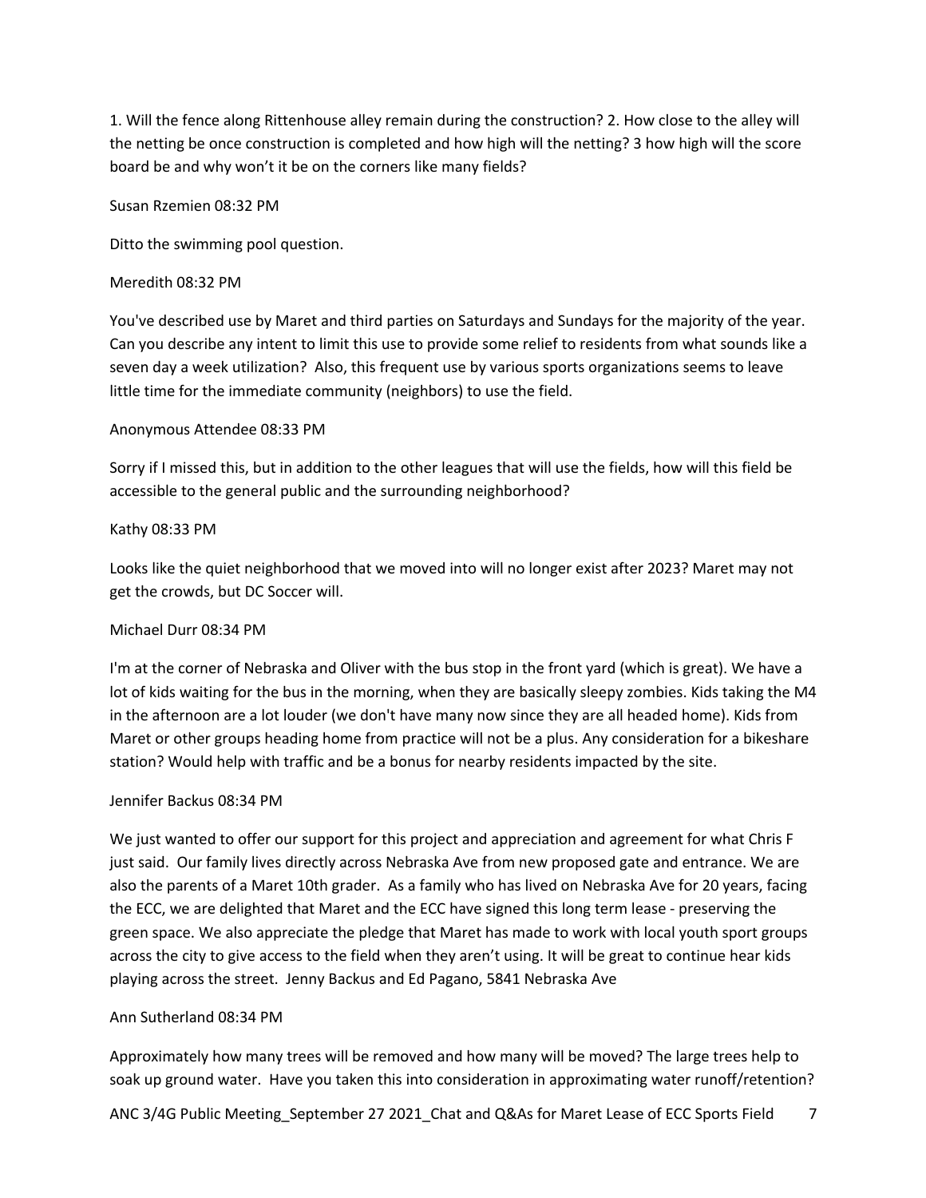1. Will the fence along Rittenhouse alley remain during the construction? 2. How close to the alley will the netting be once construction is completed and how high will the netting? 3 how high will the score board be and why won't it be on the corners like many fields?

Susan Rzemien 08:32 PM

Ditto the swimming pool question.

Meredith 08:32 PM

You've described use by Maret and third parties on Saturdays and Sundays for the majority of the year. Can you describe any intent to limit this use to provide some relief to residents from what sounds like a seven day a week utilization? Also, this frequent use by various sports organizations seems to leave little time for the immediate community (neighbors) to use the field.

Anonymous Attendee 08:33 PM

Sorry if I missed this, but in addition to the other leagues that will use the fields, how will this field be accessible to the general public and the surrounding neighborhood?

Kathy 08:33 PM

Looks like the quiet neighborhood that we moved into will no longer exist after 2023? Maret may not get the crowds, but DC Soccer will.

Michael Durr 08:34 PM

I'm at the corner of Nebraska and Oliver with the bus stop in the front yard (which is great). We have a lot of kids waiting for the bus in the morning, when they are basically sleepy zombies. Kids taking the M4 in the afternoon are a lot louder (we don't have many now since they are all headed home). Kids from Maret or other groups heading home from practice will not be a plus. Any consideration for a bikeshare station? Would help with traffic and be a bonus for nearby residents impacted by the site.

Jennifer Backus 08:34 PM

We just wanted to offer our support for this project and appreciation and agreement for what Chris F just said. Our family lives directly across Nebraska Ave from new proposed gate and entrance. We are also the parents of a Maret 10th grader. As a family who has lived on Nebraska Ave for 20 years, facing the ECC, we are delighted that Maret and the ECC have signed this long term lease - preserving the green space. We also appreciate the pledge that Maret has made to work with local youth sport groups across the city to give access to the field when they aren't using. It will be great to continue hear kids playing across the street. Jenny Backus and Ed Pagano, 5841 Nebraska Ave

Ann Sutherland 08:34 PM

Approximately how many trees will be removed and how many will be moved? The large trees help to soak up ground water. Have you taken this into consideration in approximating water runoff/retention?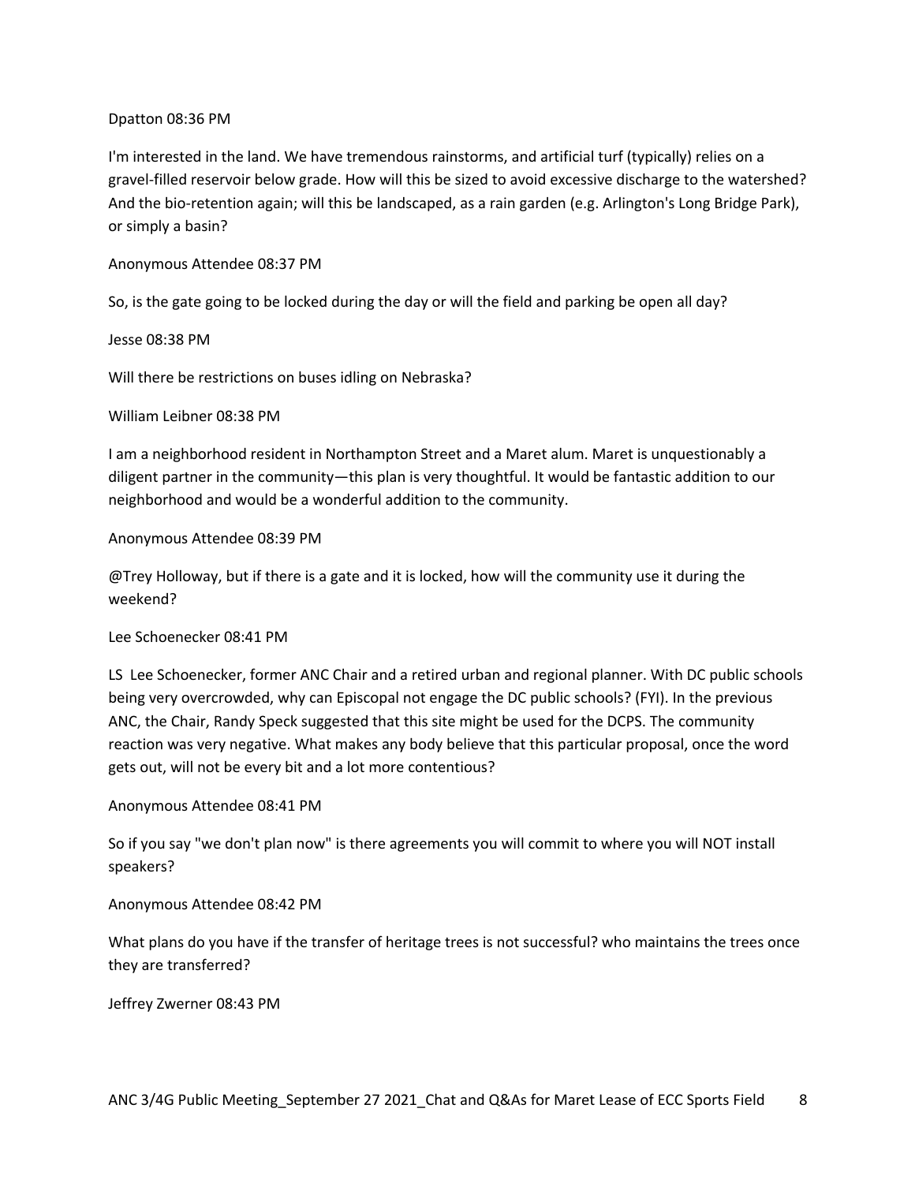Dpatton 08:36 PM

I'm interested in the land. We have tremendous rainstorms, and artificial turf (typically) relies on a gravel-filled reservoir below grade. How will this be sized to avoid excessive discharge to the watershed? And the bio-retention again; will this be landscaped, as a rain garden (e.g. Arlington's Long Bridge Park), or simply a basin?

Anonymous Attendee 08:37 PM

So, is the gate going to be locked during the day or will the field and parking be open all day?

Jesse 08:38 PM

Will there be restrictions on buses idling on Nebraska?

William Leibner 08:38 PM

I am a neighborhood resident in Northampton Street and a Maret alum. Maret is unquestionably a diligent partner in the community—this plan is very thoughtful. It would be fantastic addition to our neighborhood and would be a wonderful addition to the community.

Anonymous Attendee 08:39 PM

@Trey Holloway, but if there is a gate and it is locked, how will the community use it during the weekend?

Lee Schoenecker 08:41 PM

LS Lee Schoenecker, former ANC Chair and a retired urban and regional planner. With DC public schools being very overcrowded, why can Episcopal not engage the DC public schools? (FYI). In the previous ANC, the Chair, Randy Speck suggested that this site might be used for the DCPS. The community reaction was very negative. What makes any body believe that this particular proposal, once the word gets out, will not be every bit and a lot more contentious?

Anonymous Attendee 08:41 PM

So if you say "we don't plan now" is there agreements you will commit to where you will NOT install speakers?

Anonymous Attendee 08:42 PM

What plans do you have if the transfer of heritage trees is not successful? who maintains the trees once they are transferred?

Jeffrey Zwerner 08:43 PM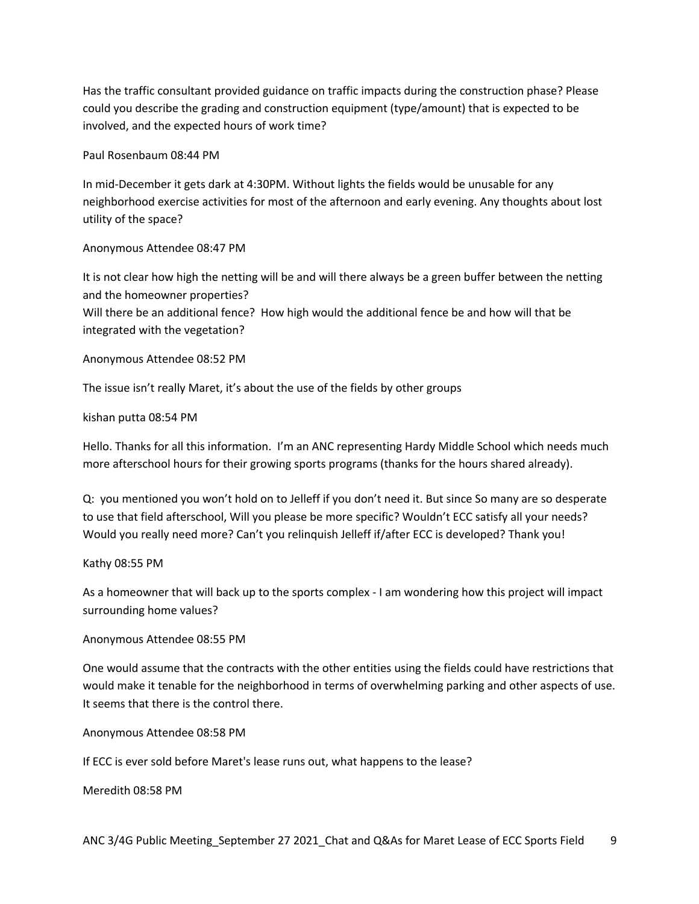Has the traffic consultant provided guidance on traffic impacts during the construction phase? Please could you describe the grading and construction equipment (type/amount) that is expected to be involved, and the expected hours of work time?

Paul Rosenbaum 08:44 PM

In mid-December it gets dark at 4:30PM. Without lights the fields would be unusable for any neighborhood exercise activities for most of the afternoon and early evening. Any thoughts about lost utility of the space?

Anonymous Attendee 08:47 PM

It is not clear how high the netting will be and will there always be a green buffer between the netting and the homeowner properties?
Will there be an additional fence? How high would the additional fence be and how will that be integrated with the vegetation?

Anonymous Attendee 08:52 PM

The issue isn't really Maret, it's about the use of the fields by other groups

kishan putta 08:54 PM

Hello. Thanks for all this information. I'm an ANC representing Hardy Middle School which needs much more afterschool hours for their growing sports programs (thanks for the hours shared already).

Q: you mentioned you won't hold on to Jelleff if you don't need it. But since So many are so desperate to use that field afterschool, Will you please be more specific? Wouldn't ECC satisfy all your needs? Would you really need more? Can't you relinquish Jelleff if/after ECC is developed? Thank you!

Kathy 08:55 PM

As a homeowner that will back up to the sports complex - I am wondering how this project will impact surrounding home values?

Anonymous Attendee 08:55 PM

One would assume that the contracts with the other entities using the fields could have restrictions that would make it tenable for the neighborhood in terms of overwhelming parking and other aspects of use. It seems that there is the control there.

Anonymous Attendee 08:58 PM

If ECC is ever sold before Maret's lease runs out, what happens to the lease?

Meredith 08:58 PM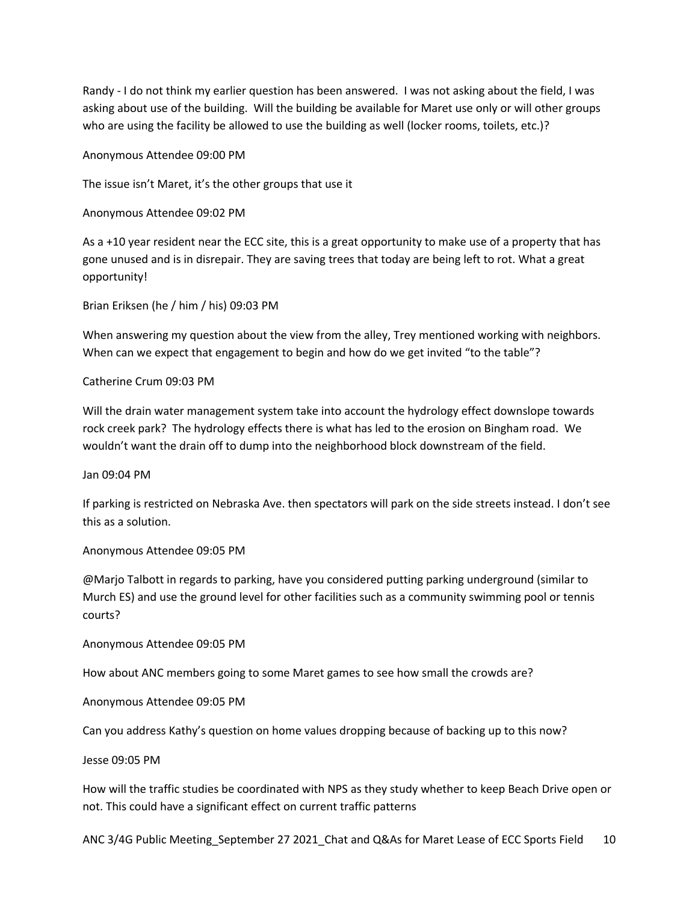Randy - I do not think my earlier question has been answered. I was not asking about the field, I was asking about use of the building. Will the building be available for Maret use only or will other groups who are using the facility be allowed to use the building as well (locker rooms, toilets, etc.)?

Anonymous Attendee 09:00 PM

The issue isn't Maret, it's the other groups that use it

Anonymous Attendee 09:02 PM

As a +10 year resident near the ECC site, this is a great opportunity to make use of a property that has gone unused and is in disrepair. They are saving trees that today are being left to rot. What a great opportunity!

Brian Eriksen (he / him / his) 09:03 PM

When answering my question about the view from the alley, Trey mentioned working with neighbors. When can we expect that engagement to begin and how do we get invited "to the table"?

Catherine Crum 09:03 PM

Will the drain water management system take into account the hydrology effect downslope towards rock creek park? The hydrology effects there is what has led to the erosion on Bingham road. We wouldn't want the drain off to dump into the neighborhood block downstream of the field.

Jan 09:04 PM

If parking is restricted on Nebraska Ave. then spectators will park on the side streets instead. I don't see this as a solution.

Anonymous Attendee 09:05 PM

@Marjo Talbott in regards to parking, have you considered putting parking underground (similar to Murch ES) and use the ground level for other facilities such as a community swimming pool or tennis courts?

Anonymous Attendee 09:05 PM

How about ANC members going to some Maret games to see how small the crowds are?

Anonymous Attendee 09:05 PM

Can you address Kathy's question on home values dropping because of backing up to this now?

Jesse 09:05 PM

How will the traffic studies be coordinated with NPS as they study whether to keep Beach Drive open or not. This could have a significant effect on current traffic patterns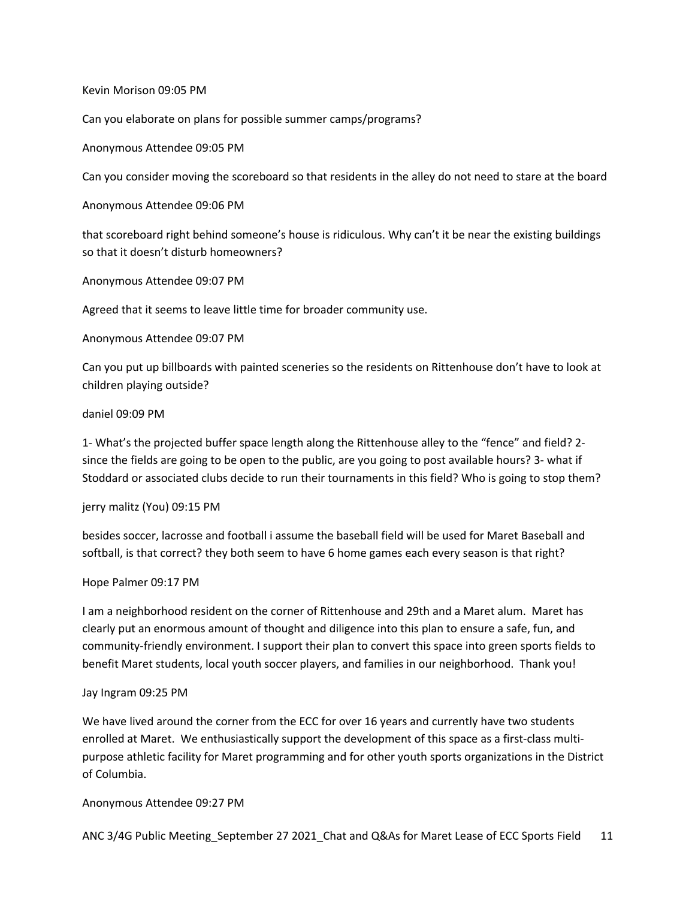Kevin Morison 09:05 PM

Can you elaborate on plans for possible summer camps/programs?

Anonymous Attendee 09:05 PM

Can you consider moving the scoreboard so that residents in the alley do not need to stare at the board

Anonymous Attendee 09:06 PM

that scoreboard right behind someone's house is ridiculous. Why can't it be near the existing buildings so that it doesn't disturb homeowners?

Anonymous Attendee 09:07 PM

Agreed that it seems to leave little time for broader community use.

Anonymous Attendee 09:07 PM

Can you put up billboards with painted sceneries so the residents on Rittenhouse don't have to look at children playing outside?

daniel 09:09 PM

1- What's the projected buffer space length along the Rittenhouse alley to the "fence" and field? 2- since the fields are going to be open to the public, are you going to post available hours? 3- what if Stoddard or associated clubs decide to run their tournaments in this field? Who is going to stop them?

jerry malitz (You) 09:15 PM

besides soccer, lacrosse and football i assume the baseball field will be used for Maret Baseball and softball, is that correct? they both seem to have 6 home games each every season is that right?

Hope Palmer 09:17 PM

I am a neighborhood resident on the corner of Rittenhouse and 29th and a Maret alum. Maret has clearly put an enormous amount of thought and diligence into this plan to ensure a safe, fun, and community-friendly environment. I support their plan to convert this space into green sports fields to benefit Maret students, local youth soccer players, and families in our neighborhood. Thank you!

Jay Ingram 09:25 PM

We have lived around the corner from the ECC for over 16 years and currently have two students enrolled at Maret. We enthusiastically support the development of this space as a first-class multi-purpose athletic facility for Maret programming and for other youth sports organizations in the District of Columbia.

Anonymous Attendee 09:27 PM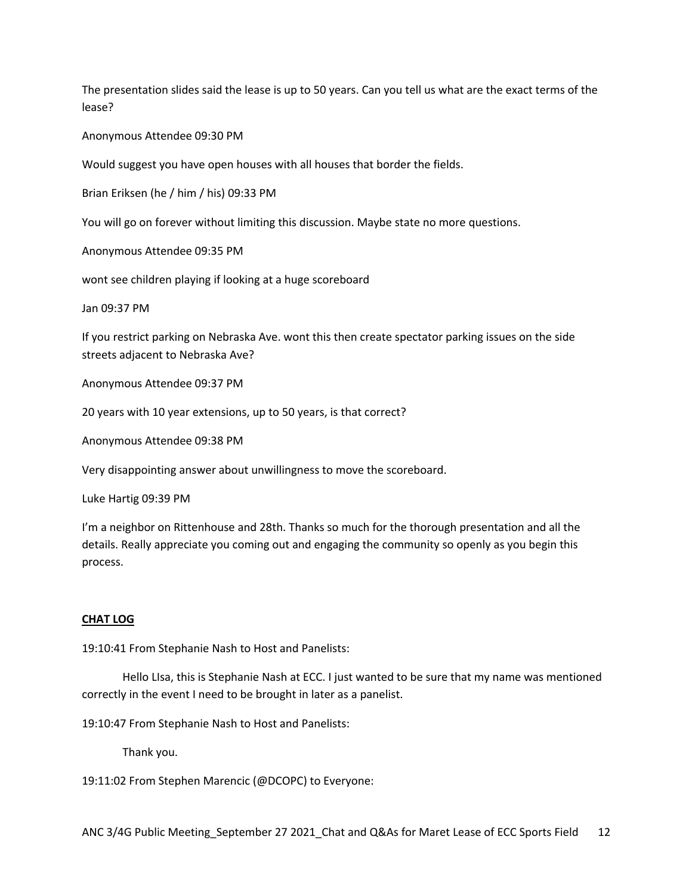The presentation slides said the lease is up to 50 years. Can you tell us what are the exact terms of the lease?

Anonymous Attendee 09:30 PM

Would suggest you have open houses with all houses that border the fields.

Brian Eriksen (he / him / his) 09:33 PM

You will go on forever without limiting this discussion. Maybe state no more questions.

Anonymous Attendee 09:35 PM

wont see children playing if looking at a huge scoreboard

Jan 09:37 PM

If you restrict parking on Nebraska Ave. wont this then create spectator parking issues on the side streets adjacent to Nebraska Ave?

Anonymous Attendee 09:37 PM

20 years with 10 year extensions, up to 50 years, is that correct?

Anonymous Attendee 09:38 PM

Very disappointing answer about unwillingness to move the scoreboard.

Luke Hartig 09:39 PM

I'm a neighbor on Rittenhouse and 28th. Thanks so much for the thorough presentation and all the details. Really appreciate you coming out and engaging the community so openly as you begin this process.

**CHAT LOG**

19:10:41 From Stephanie Nash to Host and Panelists:

Hello LIsa, this is Stephanie Nash at ECC. I just wanted to be sure that my name was mentioned correctly in the event I need to be brought in later as a panelist.

19:10:47 From Stephanie Nash to Host and Panelists:

Thank you.

19:11:02 From Stephen Marencic (@DCOPC) to Everyone: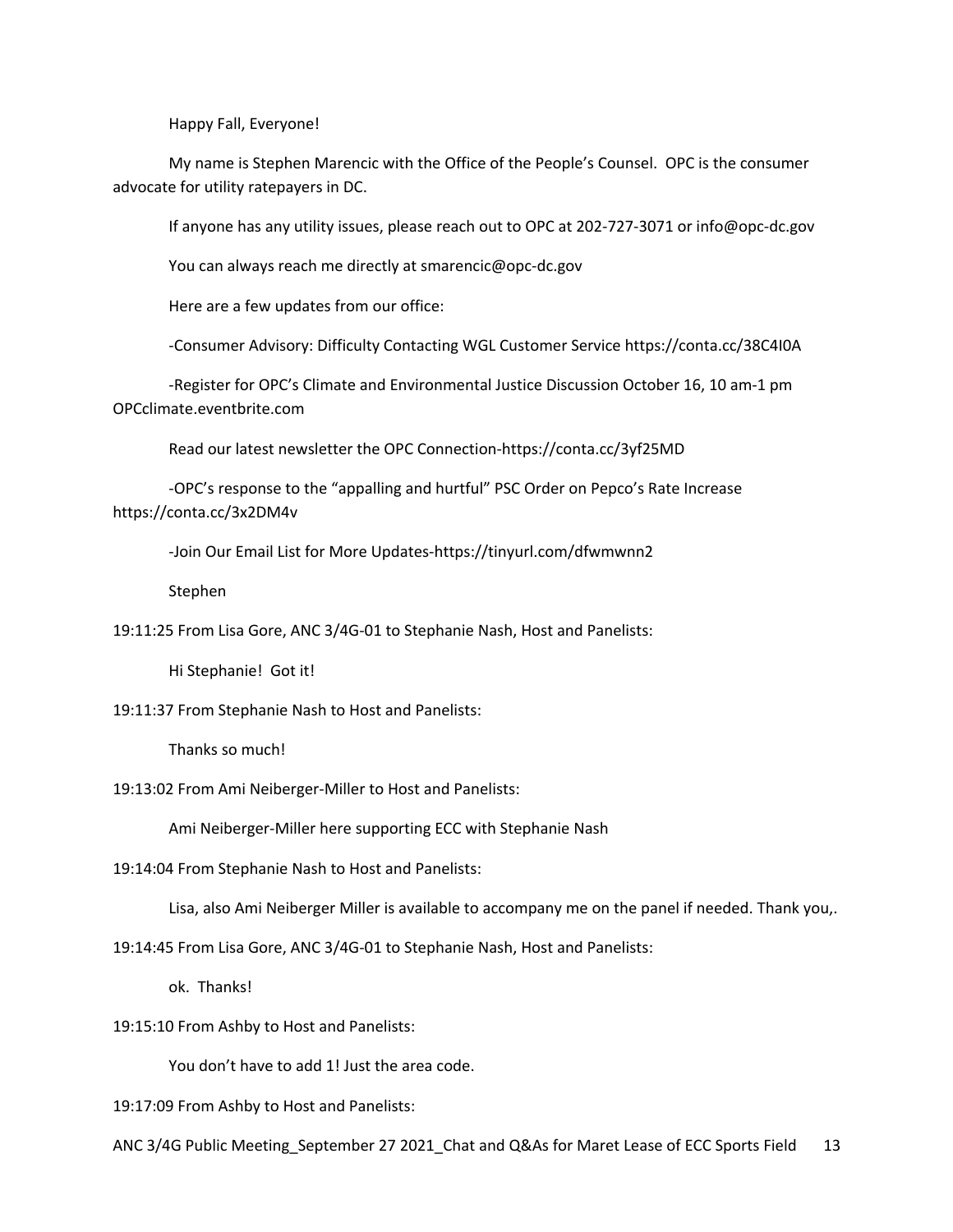Happy Fall, Everyone!

My name is Stephen Marencic with the Office of the People's Counsel. OPC is the consumer advocate for utility ratepayers in DC.

If anyone has any utility issues, please reach out to OPC at 202-727-3071 or info@opc-dc.gov

You can always reach me directly at smarencic@opc-dc.gov

Here are a few updates from our office:

-Consumer Advisory: Difficulty Contacting WGL Customer Service https://conta.cc/38C4I0A

-Register for OPC's Climate and Environmental Justice Discussion October 16, 10 am-1 pm OPCclimate.eventbrite.com

Read our latest newsletter the OPC Connection-https://conta.cc/3yf25MD

-OPC's response to the "appalling and hurtful" PSC Order on Pepco's Rate Increase https://conta.cc/3x2DM4v

-Join Our Email List for More Updates-https://tinyurl.com/dfwmwnn2

Stephen

19:11:25 From Lisa Gore, ANC 3/4G-01 to Stephanie Nash, Host and Panelists:

Hi Stephanie! Got it!

19:11:37 From Stephanie Nash to Host and Panelists:

Thanks so much!

19:13:02 From Ami Neiberger-Miller to Host and Panelists:

Ami Neiberger-Miller here supporting ECC with Stephanie Nash

19:14:04 From Stephanie Nash to Host and Panelists:

Lisa, also Ami Neiberger Miller is available to accompany me on the panel if needed. Thank you,.

19:14:45 From Lisa Gore, ANC 3/4G-01 to Stephanie Nash, Host and Panelists:

ok. Thanks!

19:15:10 From Ashby to Host and Panelists:

You don't have to add 1! Just the area code.

19:17:09 From Ashby to Host and Panelists: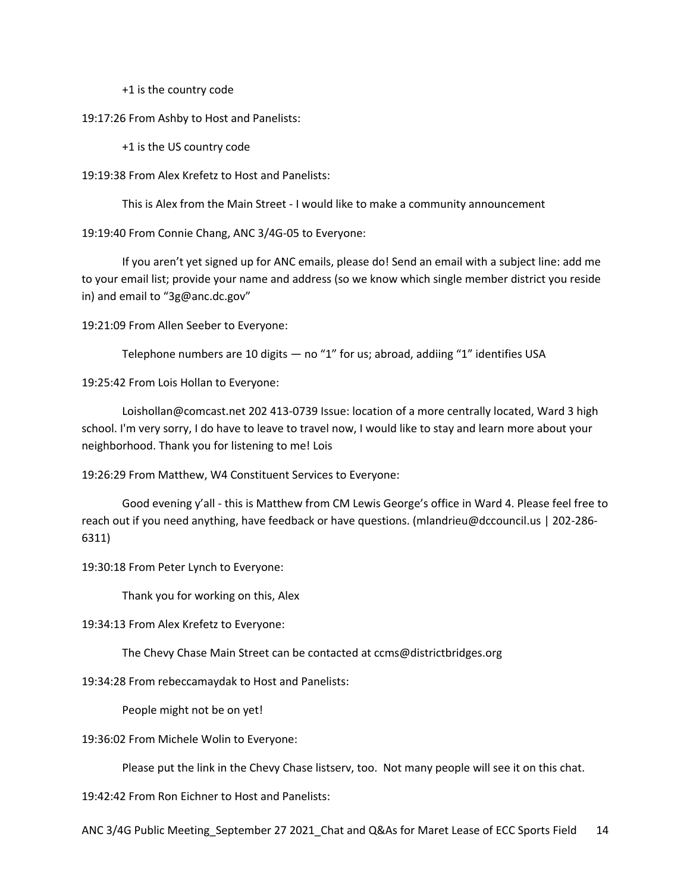+1 is the country code

19:17:26 From Ashby to Host and Panelists:

+1 is the US country code

19:19:38 From Alex Krefetz to Host and Panelists:

This is Alex from the Main Street - I would like to make a community announcement

19:19:40 From Connie Chang, ANC 3/4G-05 to Everyone:

If you aren't yet signed up for ANC emails, please do! Send an email with a subject line: add me to your email list; provide your name and address (so we know which single member district you reside in) and email to "3g@anc.dc.gov"

19:21:09 From Allen Seeber to Everyone:

Telephone numbers are 10 digits — no "1" for us; abroad, addiing "1" identifies USA

19:25:42 From Lois Hollan to Everyone:

Loishollan@comcast.net 202 413-0739 Issue: location of a more centrally located, Ward 3 high school. I'm very sorry, I do have to leave to travel now, I would like to stay and learn more about your neighborhood. Thank you for listening to me! Lois

19:26:29 From Matthew, W4 Constituent Services to Everyone:

Good evening y'all - this is Matthew from CM Lewis George's office in Ward 4. Please feel free to reach out if you need anything, have feedback or have questions. (mlandrieu@dccouncil.us | 202-286-6311)

19:30:18 From Peter Lynch to Everyone:

Thank you for working on this, Alex

19:34:13 From Alex Krefetz to Everyone:

The Chevy Chase Main Street can be contacted at ccms@districtbridges.org

19:34:28 From rebeccamaydak to Host and Panelists:

People might not be on yet!

19:36:02 From Michele Wolin to Everyone:

Please put the link in the Chevy Chase listserv, too. Not many people will see it on this chat.

19:42:42 From Ron Eichner to Host and Panelists: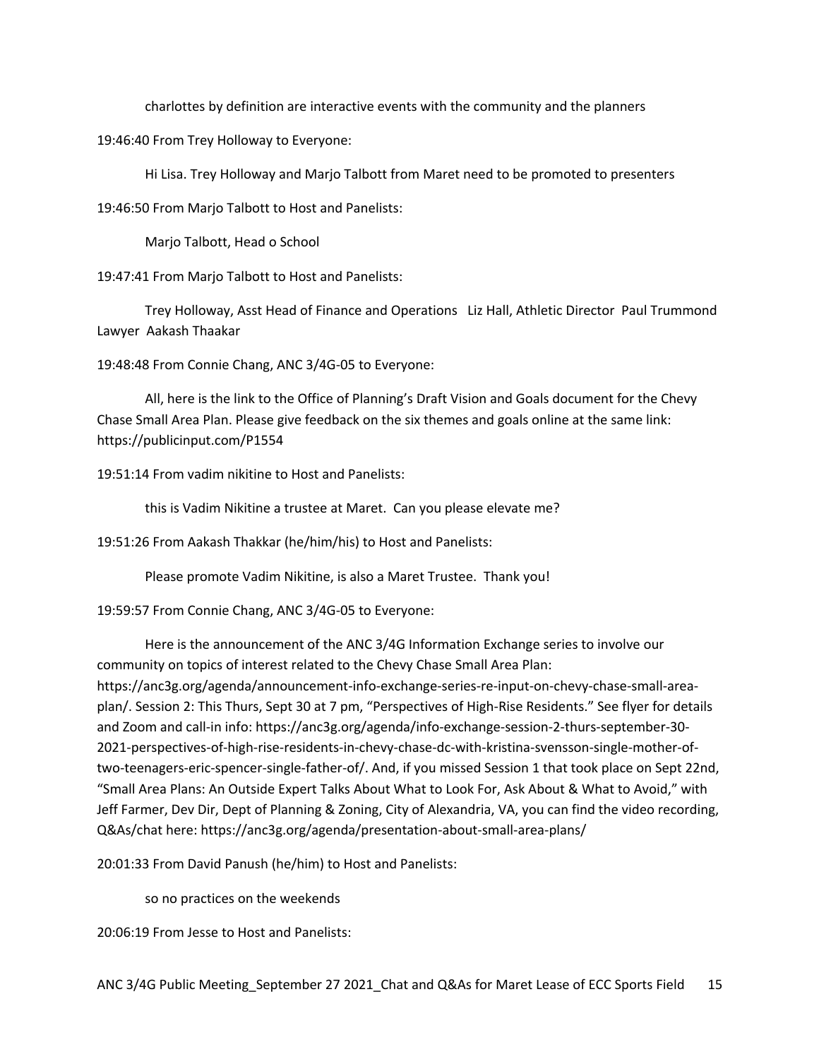charlottes by definition are interactive events with the community and the planners

19:46:40 From Trey Holloway to Everyone:

Hi Lisa. Trey Holloway and Marjo Talbott from Maret need to be promoted to presenters

19:46:50 From Marjo Talbott to Host and Panelists:

Marjo Talbott, Head o School

19:47:41 From Marjo Talbott to Host and Panelists:

Trey Holloway, Asst Head of Finance and Operations   Liz Hall, Athletic Director  Paul Trummond Lawyer  Aakash Thaakar

19:48:48 From Connie Chang, ANC 3/4G-05 to Everyone:

All, here is the link to the Office of Planning's Draft Vision and Goals document for the Chevy Chase Small Area Plan. Please give feedback on the six themes and goals online at the same link: https://publicinput.com/P1554

19:51:14 From vadim nikitine to Host and Panelists:

this is Vadim Nikitine a trustee at Maret.  Can you please elevate me?

19:51:26 From Aakash Thakkar (he/him/his) to Host and Panelists:

Please promote Vadim Nikitine, is also a Maret Trustee.  Thank you!

19:59:57 From Connie Chang, ANC 3/4G-05 to Everyone:

Here is the announcement of the ANC 3/4G Information Exchange series to involve our community on topics of interest related to the Chevy Chase Small Area Plan: https://anc3g.org/agenda/announcement-info-exchange-series-re-input-on-chevy-chase-small-area-plan/. Session 2: This Thurs, Sept 30 at 7 pm, "Perspectives of High-Rise Residents." See flyer for details and Zoom and call-in info: https://anc3g.org/agenda/info-exchange-session-2-thurs-september-30-2021-perspectives-of-high-rise-residents-in-chevy-chase-dc-with-kristina-svensson-single-mother-of-two-teenagers-eric-spencer-single-father-of/. And, if you missed Session 1 that took place on Sept 22nd, "Small Area Plans: An Outside Expert Talks About What to Look For, Ask About & What to Avoid," with Jeff Farmer, Dev Dir, Dept of Planning & Zoning, City of Alexandria, VA, you can find the video recording, Q&As/chat here: https://anc3g.org/agenda/presentation-about-small-area-plans/

20:01:33 From David Panush (he/him) to Host and Panelists:

so no practices on the weekends

20:06:19 From Jesse to Host and Panelists: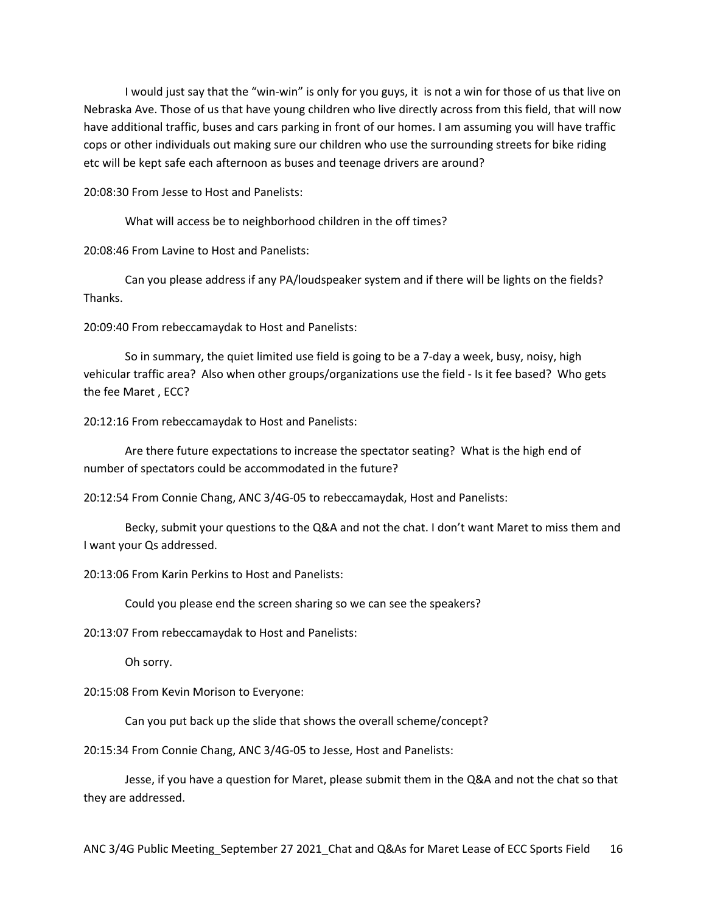I would just say that the "win-win" is only for you guys, it is not a win for those of us that live on Nebraska Ave. Those of us that have young children who live directly across from this field, that will now have additional traffic, buses and cars parking in front of our homes. I am assuming you will have traffic cops or other individuals out making sure our children who use the surrounding streets for bike riding etc will be kept safe each afternoon as buses and teenage drivers are around?

20:08:30 From Jesse to Host and Panelists:

What will access be to neighborhood children in the off times?

20:08:46 From Lavine to Host and Panelists:

Can you please address if any PA/loudspeaker system and if there will be lights on the fields? Thanks.

20:09:40 From rebeccamaydak to Host and Panelists:

So in summary, the quiet limited use field is going to be a 7-day a week, busy, noisy, high vehicular traffic area? Also when other groups/organizations use the field - Is it fee based? Who gets the fee Maret , ECC?

20:12:16 From rebeccamaydak to Host and Panelists:

Are there future expectations to increase the spectator seating? What is the high end of number of spectators could be accommodated in the future?

20:12:54 From Connie Chang, ANC 3/4G-05 to rebeccamaydak, Host and Panelists:

Becky, submit your questions to the Q&A and not the chat. I don't want Maret to miss them and I want your Qs addressed.

20:13:06 From Karin Perkins to Host and Panelists:

Could you please end the screen sharing so we can see the speakers?

20:13:07 From rebeccamaydak to Host and Panelists:

Oh sorry.

20:15:08 From Kevin Morison to Everyone:

Can you put back up the slide that shows the overall scheme/concept?

20:15:34 From Connie Chang, ANC 3/4G-05 to Jesse, Host and Panelists:

Jesse, if you have a question for Maret, please submit them in the Q&A and not the chat so that they are addressed.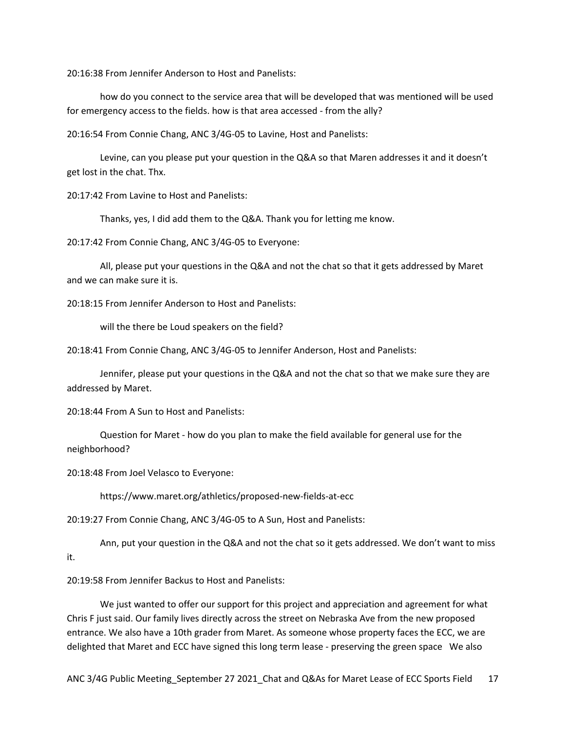20:16:38 From Jennifer Anderson to Host and Panelists:

how do you connect to the service area that will be developed that was mentioned will be used for emergency access to the fields. how is that area accessed - from the ally?

20:16:54 From Connie Chang, ANC 3/4G-05 to Lavine, Host and Panelists:

Levine, can you please put your question in the Q&A so that Maren addresses it and it doesn't get lost in the chat. Thx.

20:17:42 From Lavine to Host and Panelists:

Thanks, yes, I did add them to the Q&A. Thank you for letting me know.

20:17:42 From Connie Chang, ANC 3/4G-05 to Everyone:

All, please put your questions in the Q&A and not the chat so that it gets addressed by Maret and we can make sure it is.

20:18:15 From Jennifer Anderson to Host and Panelists:

will the there be Loud speakers on the field?

20:18:41 From Connie Chang, ANC 3/4G-05 to Jennifer Anderson, Host and Panelists:

Jennifer, please put your questions in the Q&A and not the chat so that we make sure they are addressed by Maret.

20:18:44 From A Sun to Host and Panelists:

Question for Maret - how do you plan to make the field available for general use for the neighborhood?

20:18:48 From Joel Velasco to Everyone:

https://www.maret.org/athletics/proposed-new-fields-at-ecc

20:19:27 From Connie Chang, ANC 3/4G-05 to A Sun, Host and Panelists:

Ann, put your question in the Q&A and not the chat so it gets addressed. We don't want to miss it.

20:19:58 From Jennifer Backus to Host and Panelists:

We just wanted to offer our support for this project and appreciation and agreement for what Chris F just said. Our family lives directly across the street on Nebraska Ave from the new proposed entrance. We also have a 10th grader from Maret. As someone whose property faces the ECC, we are delighted that Maret and ECC have signed this long term lease - preserving the green space We also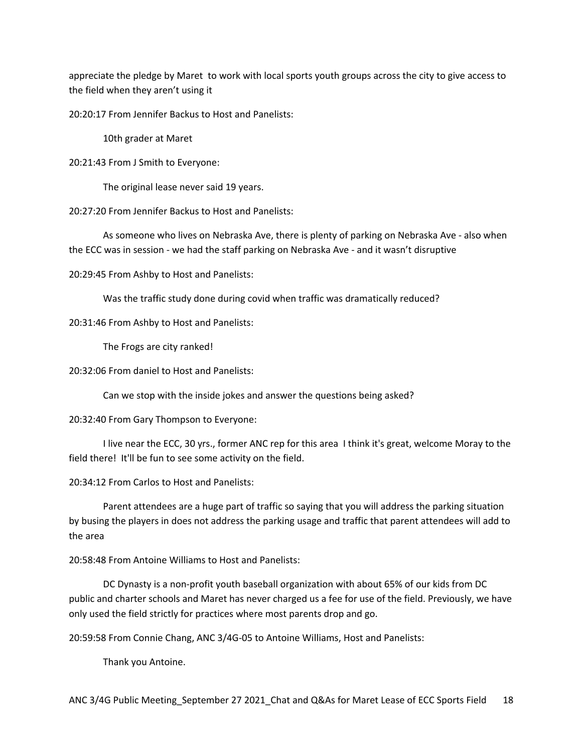appreciate the pledge by Maret to work with local sports youth groups across the city to give access to the field when they aren't using it

20:20:17 From Jennifer Backus to Host and Panelists:

10th grader at Maret

20:21:43 From J Smith to Everyone:

The original lease never said 19 years.

20:27:20 From Jennifer Backus to Host and Panelists:

As someone who lives on Nebraska Ave, there is plenty of parking on Nebraska Ave - also when the ECC was in session - we had the staff parking on Nebraska Ave - and it wasn't disruptive

20:29:45 From Ashby to Host and Panelists:

Was the traffic study done during covid when traffic was dramatically reduced?

20:31:46 From Ashby to Host and Panelists:

The Frogs are city ranked!

20:32:06 From daniel to Host and Panelists:

Can we stop with the inside jokes and answer the questions being asked?

20:32:40 From Gary Thompson to Everyone:

I live near the ECC, 30 yrs., former ANC rep for this area I think it's great, welcome Moray to the field there! It'll be fun to see some activity on the field.

20:34:12 From Carlos to Host and Panelists:

Parent attendees are a huge part of traffic so saying that you will address the parking situation by busing the players in does not address the parking usage and traffic that parent attendees will add to the area

20:58:48 From Antoine Williams to Host and Panelists:

DC Dynasty is a non-profit youth baseball organization with about 65% of our kids from DC public and charter schools and Maret has never charged us a fee for use of the field. Previously, we have only used the field strictly for practices where most parents drop and go.

20:59:58 From Connie Chang, ANC 3/4G-05 to Antoine Williams, Host and Panelists:

Thank you Antoine.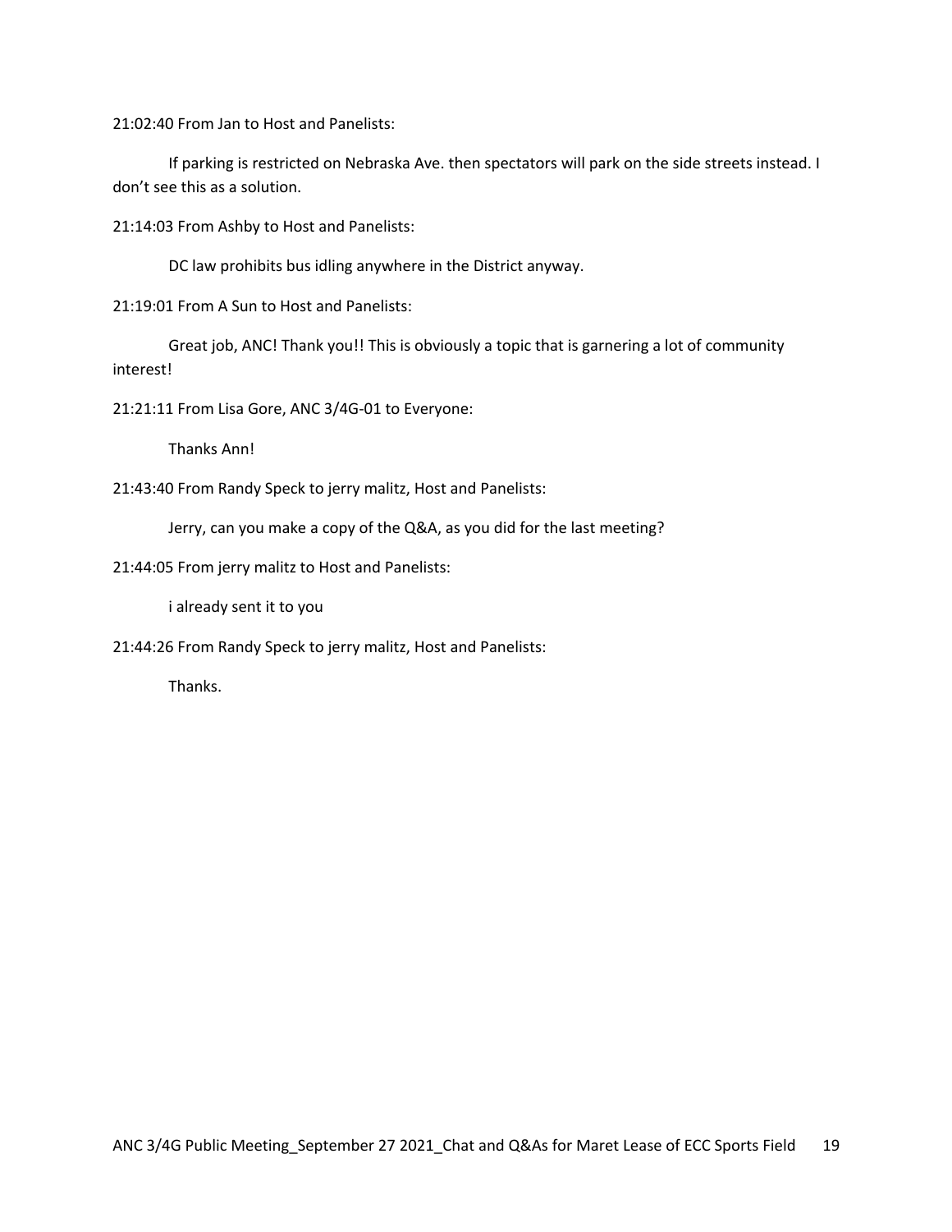21:02:40 From Jan to Host and Panelists:

If parking is restricted on Nebraska Ave. then spectators will park on the side streets instead. I don't see this as a solution.

21:14:03 From Ashby to Host and Panelists:

DC law prohibits bus idling anywhere in the District anyway.

21:19:01 From A Sun to Host and Panelists:

Great job, ANC! Thank you!! This is obviously a topic that is garnering a lot of community interest!

21:21:11 From Lisa Gore, ANC 3/4G-01 to Everyone:

Thanks Ann!

21:43:40 From Randy Speck to jerry malitz, Host and Panelists:

Jerry, can you make a copy of the Q&A, as you did for the last meeting?

21:44:05 From jerry malitz to Host and Panelists:

i already sent it to you

21:44:26 From Randy Speck to jerry malitz, Host and Panelists:

Thanks.